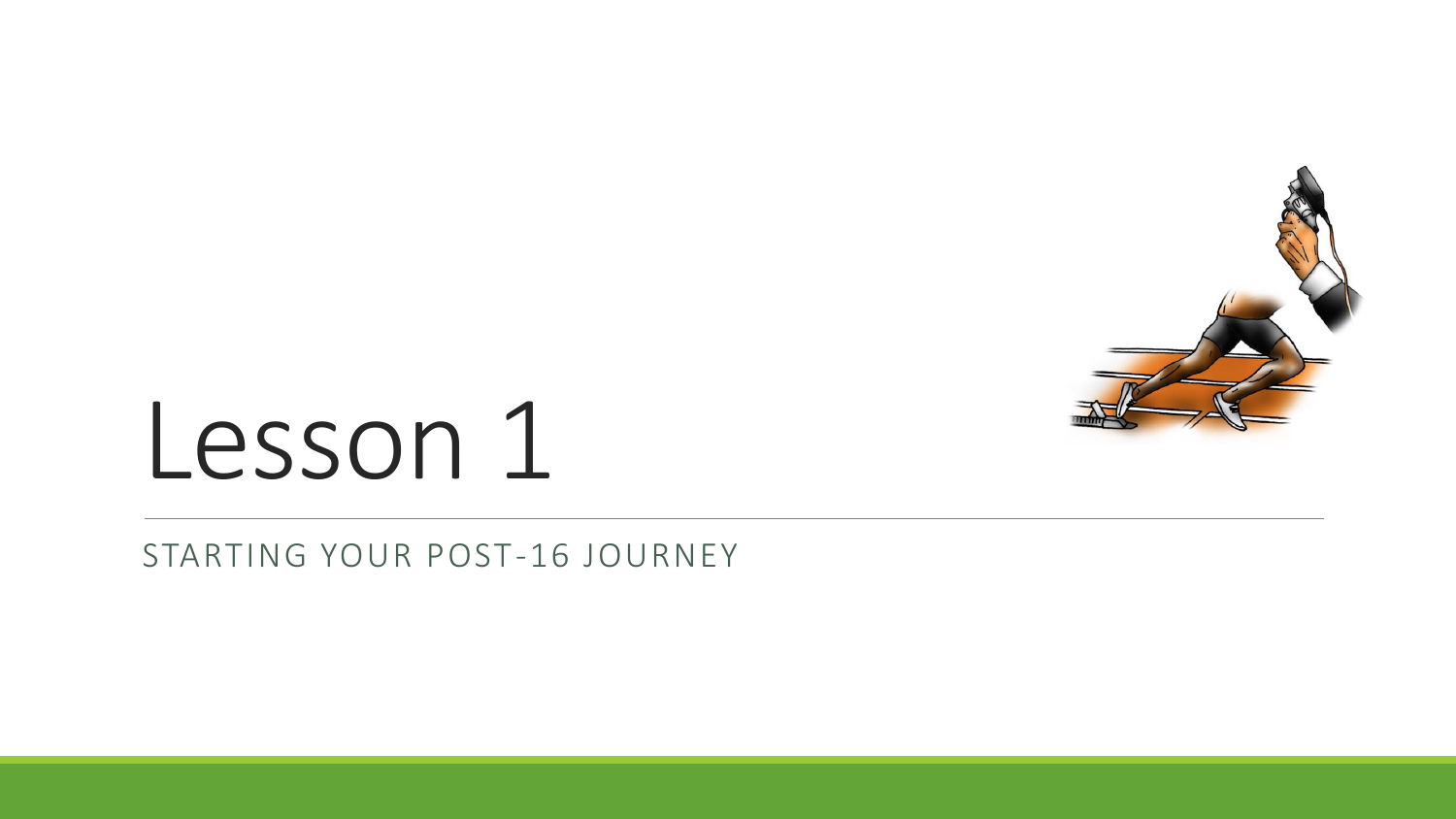# Lesson 1

STARTING YOUR POST-16 JOURNEY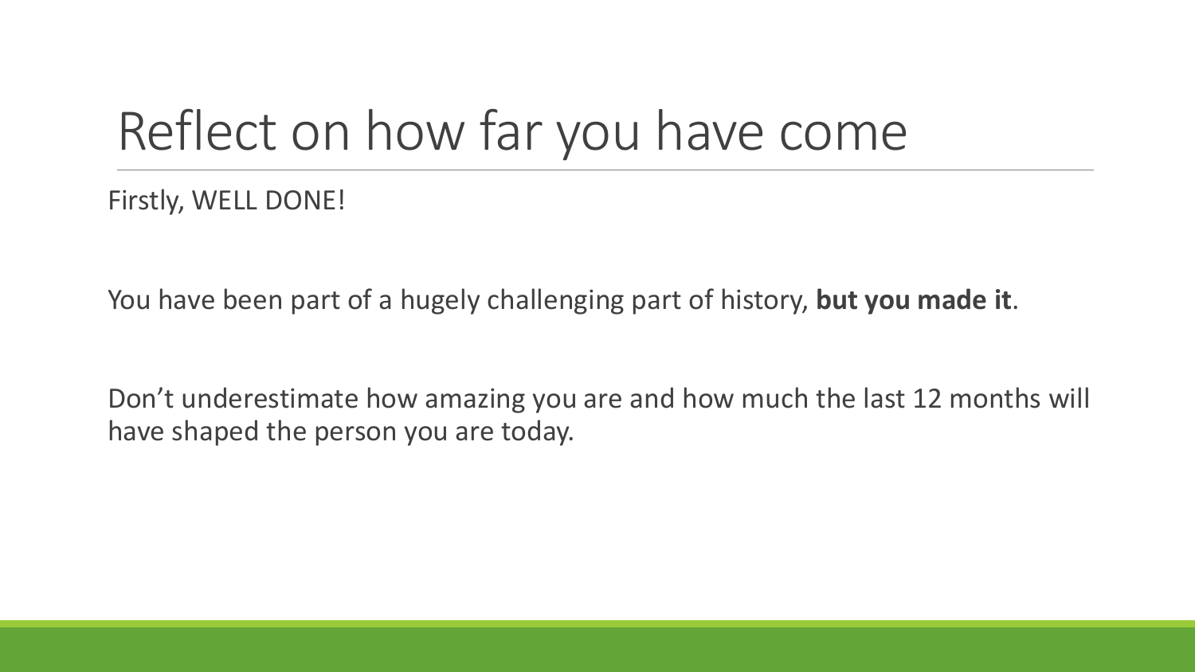# Reflect on how far you have come

Firstly, WELL DONE!

You have been part of a hugely challenging part of history, **but you made it**.

Don't underestimate how amazing you are and how much the last 12 months will have shaped the person you are today.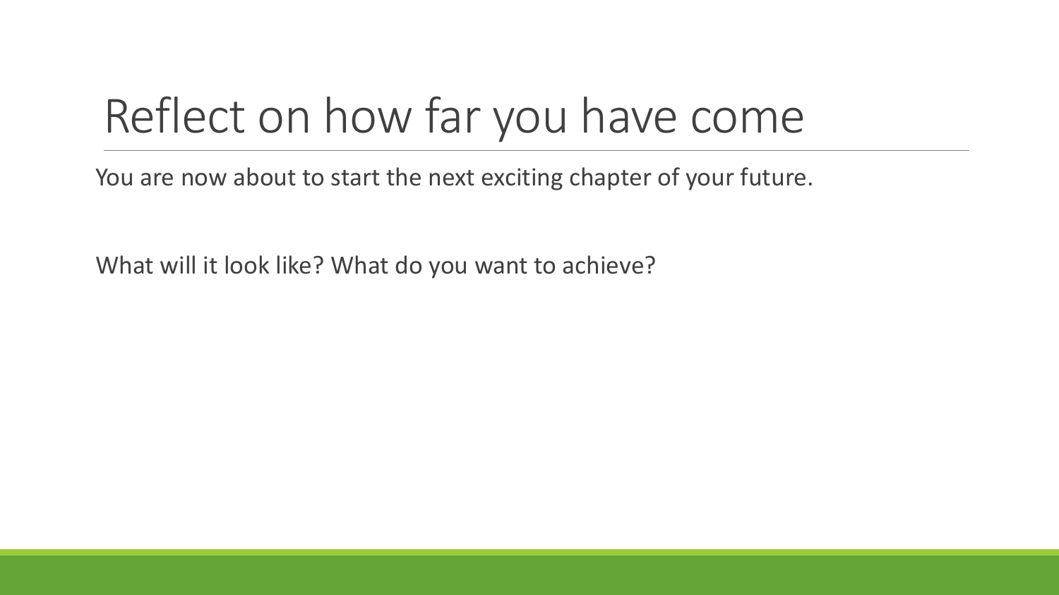# Reflect on how far you have come

You are now about to start the next exciting chapter of your future.

What will it look like? What do you want to achieve?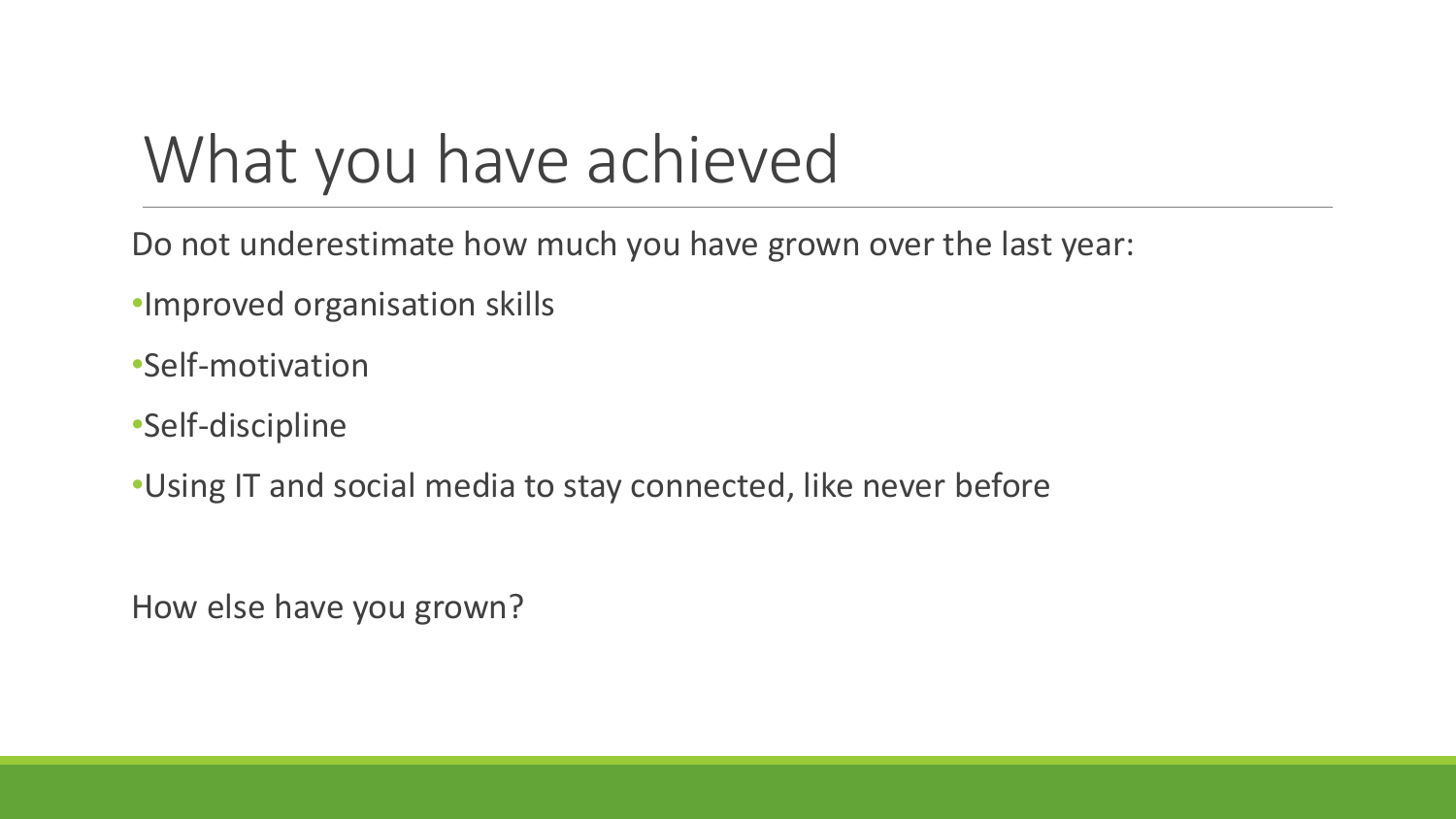# What you have achieved

Do not underestimate how much you have grown over the last year:

- Improved organisation skills
- Self-motivation
- Self-discipline
- Using IT and social media to stay connected, like never before

How else have you grown?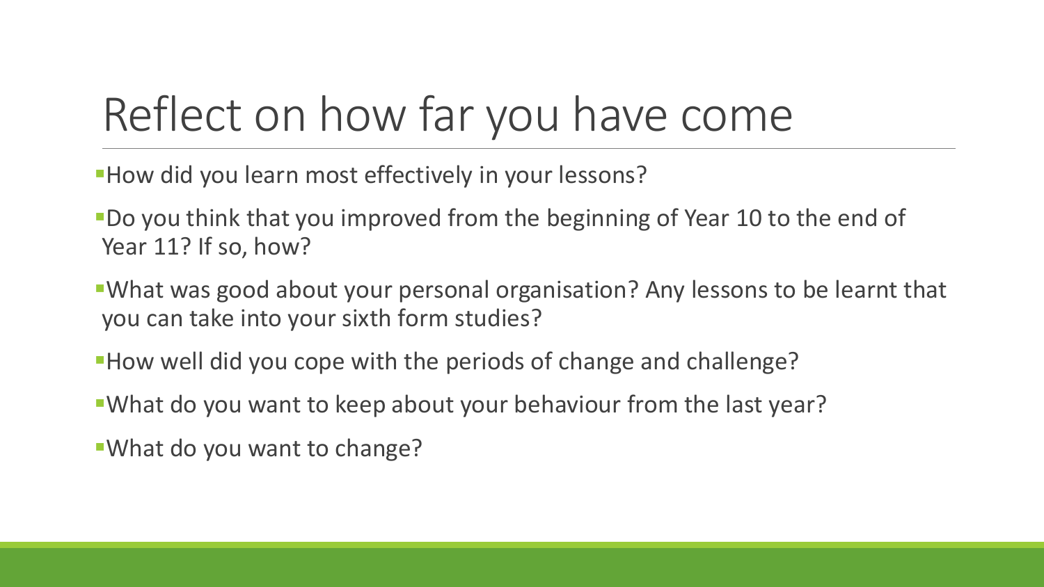# Reflect on how far you have come

- How did you learn most effectively in your lessons?
- Do you think that you improved from the beginning of Year 10 to the end of Year 11? If so, how?
- What was good about your personal organisation? Any lessons to be learnt that you can take into your sixth form studies?
- How well did you cope with the periods of change and challenge?
- What do you want to keep about your behaviour from the last year?
- What do you want to change?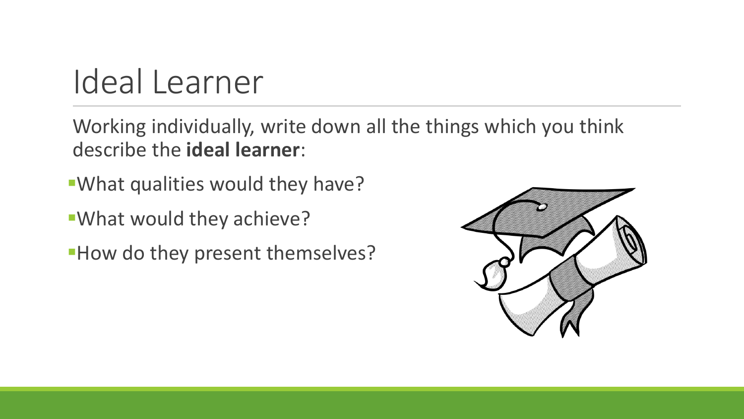# Ideal Learner

Working individually, write down all the things which you think describe the **ideal learner**:

- What qualities would they have?
- What would they achieve?
- How do they present themselves?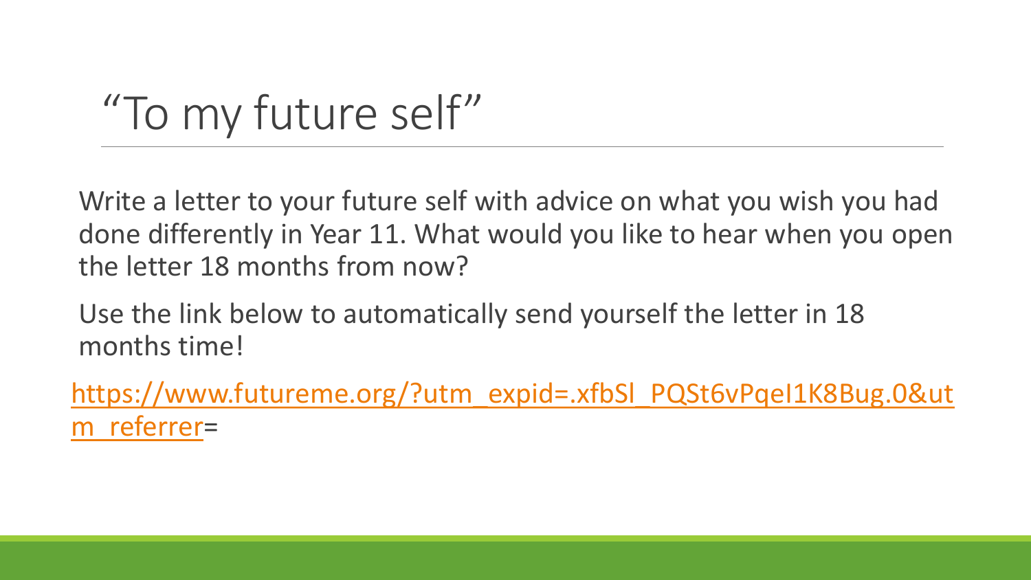# "To my future self"

Write a letter to your future self with advice on what you wish you had done differently in Year 11. What would you like to hear when you open the letter 18 months from now?

Use the link below to automatically send yourself the letter in 18 months time!

https://www.futureme.org/?utm_expid=.xfbSl_PQSt6vPqeI1K8Bug.0&utm_referrer=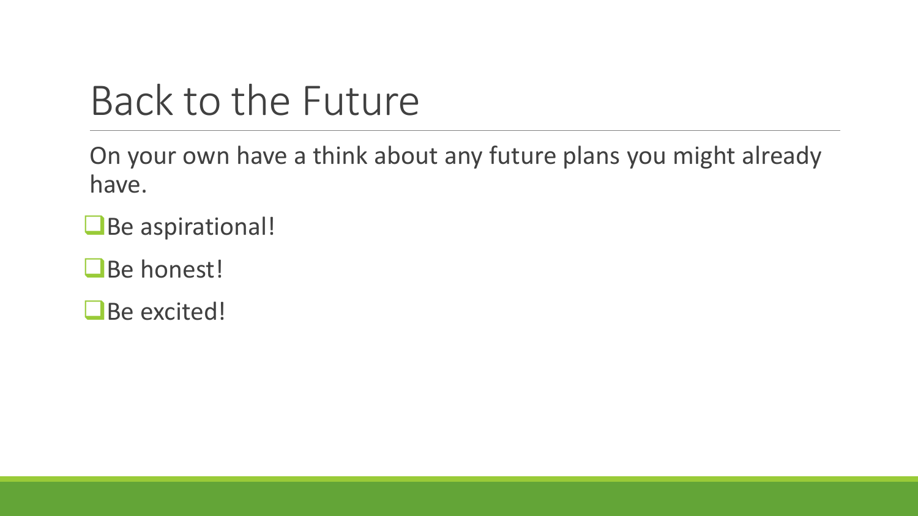# Back to the Future

On your own have a think about any future plans you might already have.

- Be aspirational!
- Be honest!
- Be excited!